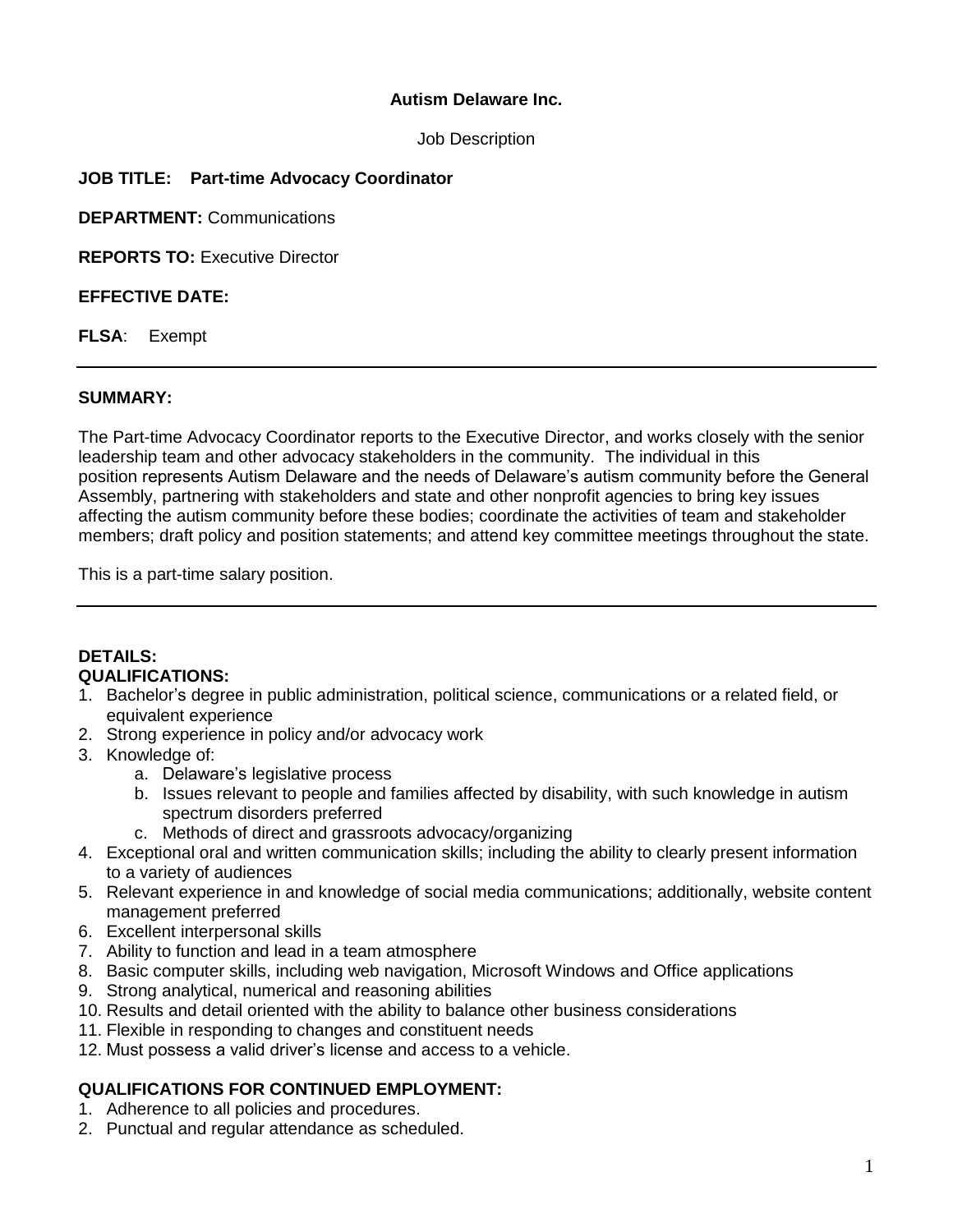**Autism Delaware Inc.**

Job Description

**JOB TITLE: Part-time Advocacy Coordinator**

**DEPARTMENT:** Communications

**REPORTS TO:** Executive Director

**EFFECTIVE DATE:**

**FLSA**: Exempt

---

**SUMMARY:**

The Part-time Advocacy Coordinator reports to the Executive Director, and works closely with the senior leadership team and other advocacy stakeholders in the community. The individual in this position represents Autism Delaware and the needs of Delaware's autism community before the General Assembly, partnering with stakeholders and state and other nonprofit agencies to bring key issues affecting the autism community before these bodies; coordinate the activities of team and stakeholder members; draft policy and position statements; and attend key committee meetings throughout the state.

This is a part-time salary position.

---

**DETAILS:**

**QUALIFICATIONS:**

1. Bachelor's degree in public administration, political science, communications or a related field, or equivalent experience
2. Strong experience in policy and/or advocacy work
3. Knowledge of:
    a. Delaware's legislative process
    b. Issues relevant to people and families affected by disability, with such knowledge in autism spectrum disorders preferred
    c. Methods of direct and grassroots advocacy/organizing
4. Exceptional oral and written communication skills; including the ability to clearly present information to a variety of audiences
5. Relevant experience in and knowledge of social media communications; additionally, website content management preferred
6. Excellent interpersonal skills
7. Ability to function and lead in a team atmosphere
8. Basic computer skills, including web navigation, Microsoft Windows and Office applications
9. Strong analytical, numerical and reasoning abilities
10. Results and detail oriented with the ability to balance other business considerations
11. Flexible in responding to changes and constituent needs
12. Must possess a valid driver's license and access to a vehicle.

**QUALIFICATIONS FOR CONTINUED EMPLOYMENT:**

1. Adherence to all policies and procedures.
2. Punctual and regular attendance as scheduled.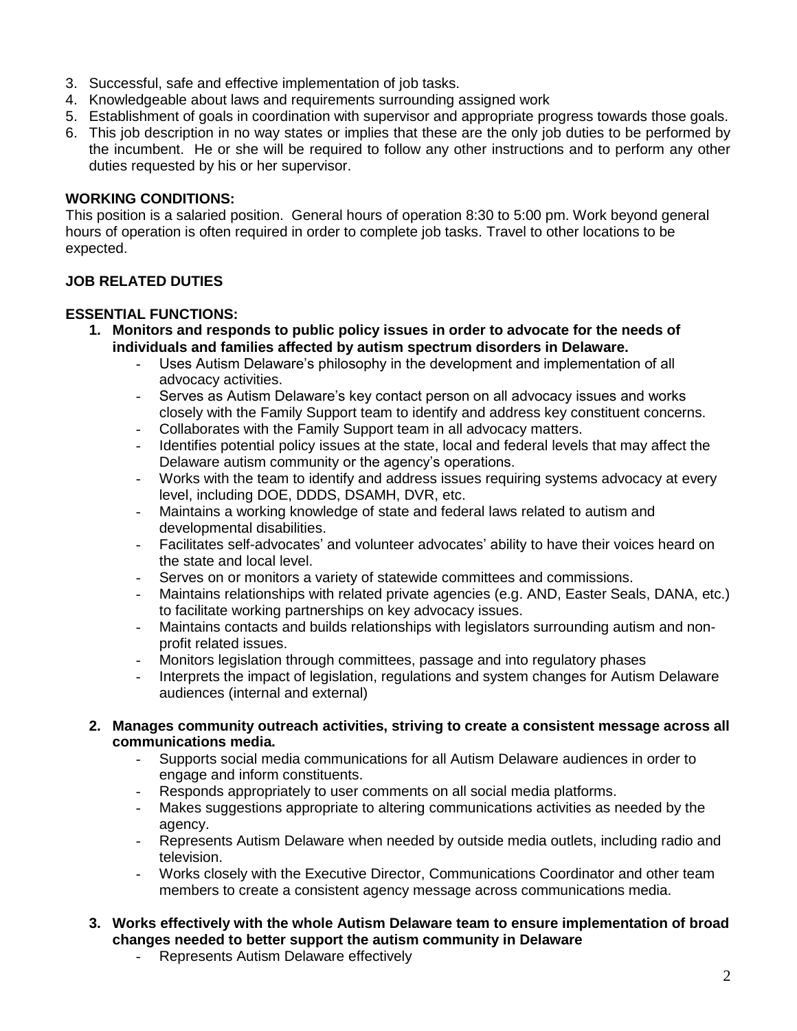3. Successful, safe and effective implementation of job tasks.
4. Knowledgeable about laws and requirements surrounding assigned work
5. Establishment of goals in coordination with supervisor and appropriate progress towards those goals.
6. This job description in no way states or implies that these are the only job duties to be performed by the incumbent. He or she will be required to follow any other instructions and to perform any other duties requested by his or her supervisor.

**WORKING CONDITIONS:**

This position is a salaried position. General hours of operation 8:30 to 5:00 pm. Work beyond general hours of operation is often required in order to complete job tasks. Travel to other locations to be expected.

**JOB RELATED DUTIES**

**ESSENTIAL FUNCTIONS:**

1. **Monitors and responds to public policy issues in order to advocate for the needs of individuals and families affected by autism spectrum disorders in Delaware.**
    - Uses Autism Delaware's philosophy in the development and implementation of all advocacy activities.
    - Serves as Autism Delaware's key contact person on all advocacy issues and works closely with the Family Support team to identify and address key constituent concerns.
    - Collaborates with the Family Support team in all advocacy matters.
    - Identifies potential policy issues at the state, local and federal levels that may affect the Delaware autism community or the agency's operations.
    - Works with the team to identify and address issues requiring systems advocacy at every level, including DOE, DDDS, DSAMH, DVR, etc.
    - Maintains a working knowledge of state and federal laws related to autism and developmental disabilities.
    - Facilitates self-advocates' and volunteer advocates' ability to have their voices heard on the state and local level.
    - Serves on or monitors a variety of statewide committees and commissions.
    - Maintains relationships with related private agencies (e.g. AND, Easter Seals, DANA, etc.) to facilitate working partnerships on key advocacy issues.
    - Maintains contacts and builds relationships with legislators surrounding autism and non-profit related issues.
    - Monitors legislation through committees, passage and into regulatory phases
    - Interprets the impact of legislation, regulations and system changes for Autism Delaware audiences (internal and external)

2. **Manages community outreach activities, striving to create a consistent message across all communications media.**
    - Supports social media communications for all Autism Delaware audiences in order to engage and inform constituents.
    - Responds appropriately to user comments on all social media platforms.
    - Makes suggestions appropriate to altering communications activities as needed by the agency.
    - Represents Autism Delaware when needed by outside media outlets, including radio and television.
    - Works closely with the Executive Director, Communications Coordinator and other team members to create a consistent agency message across communications media.

3. **Works effectively with the whole Autism Delaware team to ensure implementation of broad changes needed to better support the autism community in Delaware**
    - Represents Autism Delaware effectively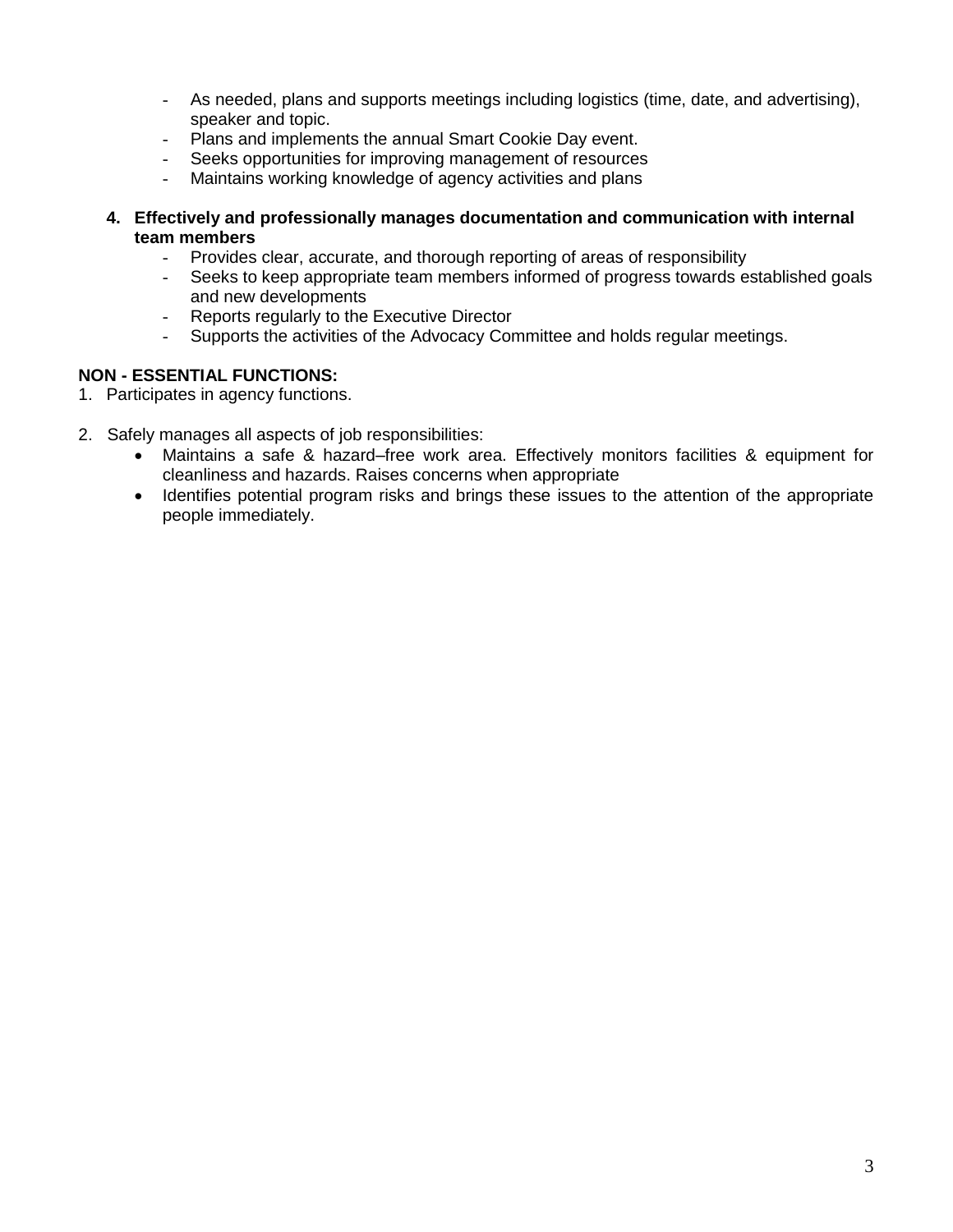- As needed, plans and supports meetings including logistics (time, date, and advertising), speaker and topic.
- Plans and implements the annual Smart Cookie Day event.
- Seeks opportunities for improving management of resources
- Maintains working knowledge of agency activities and plans

4. **Effectively and professionally manages documentation and communication with internal team members**
    - Provides clear, accurate, and thorough reporting of areas of responsibility
    - Seeks to keep appropriate team members informed of progress towards established goals and new developments
    - Reports regularly to the Executive Director
    - Supports the activities of the Advocacy Committee and holds regular meetings.

**NON - ESSENTIAL FUNCTIONS:**

1. Participates in agency functions.

2. Safely manages all aspects of job responsibilities:
    - Maintains a safe & hazard–free work area. Effectively monitors facilities & equipment for cleanliness and hazards. Raises concerns when appropriate
    - Identifies potential program risks and brings these issues to the attention of the appropriate people immediately.